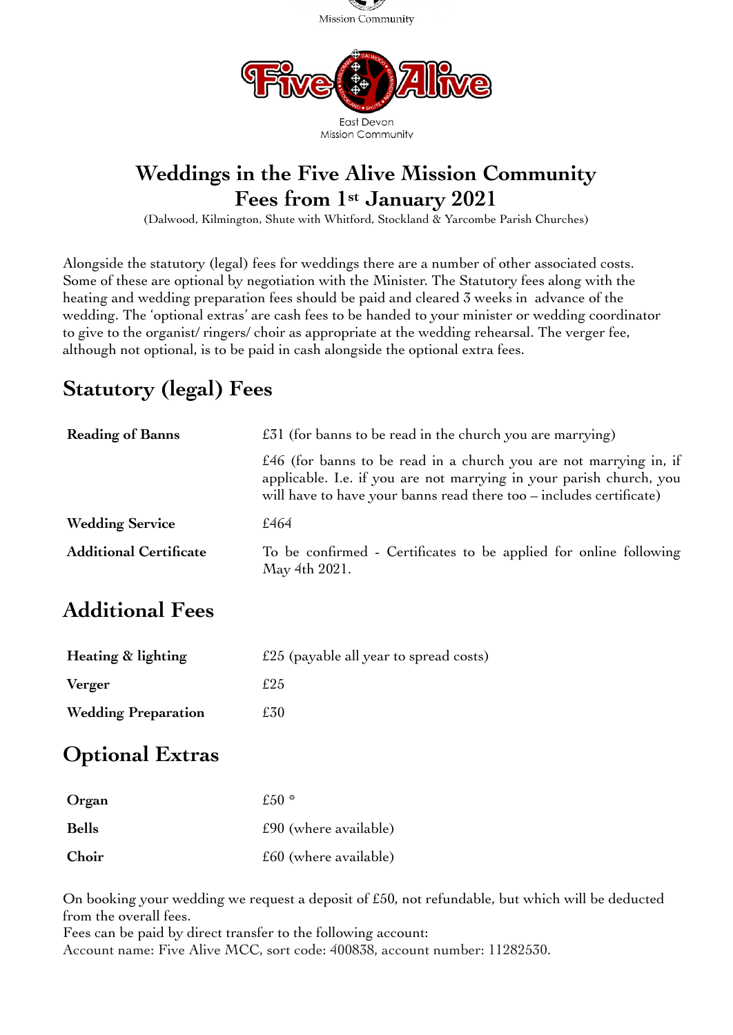Mission Community

Five Alive

East Devon
Mission Community

# Weddings in the Five Alive Mission Community
# Fees from 1st January 2021

(Dalwood, Kilmington, Shute with Whitford, Stockland & Yarcombe Parish Churches)

Alongside the statutory (legal) fees for weddings there are a number of other associated costs. Some of these are optional by negotiation with the Minister. The Statutory fees along with the heating and wedding preparation fees should be paid and cleared 3 weeks in advance of the wedding. The 'optional extras' are cash fees to be handed to your minister or wedding coordinator to give to the organist/ ringers/ choir as appropriate at the wedding rehearsal. The verger fee, although not optional, is to be paid in cash alongside the optional extra fees.

## Statutory (legal) Fees

| | |
|---|---|
| **Reading of Banns** | £31 (for banns to be read in the church you are marrying) |
| | £46 (for banns to be read in a church you are not marrying in, if applicable. I.e. if you are not marrying in your parish church, you will have to have your banns read there too – includes certificate) |
| **Wedding Service** | £464 |
| **Additional Certificate** | To be confirmed - Certificates to be applied for online following May 4th 2021. |

## Additional Fees

| | |
|---|---|
| **Heating & lighting** | £25 (payable all year to spread costs) |
| **Verger** | £25 |
| **Wedding Preparation** | £30 |

## Optional Extras

| | |
|---|---|
| **Organ** | £50 * |
| **Bells** | £90 (where available) |
| **Choir** | £60 (where available) |

On booking your wedding we request a deposit of £50, not refundable, but which will be deducted from the overall fees.
Fees can be paid by direct transfer to the following account:
Account name: Five Alive MCC, sort code: 400838, account number: 11282530.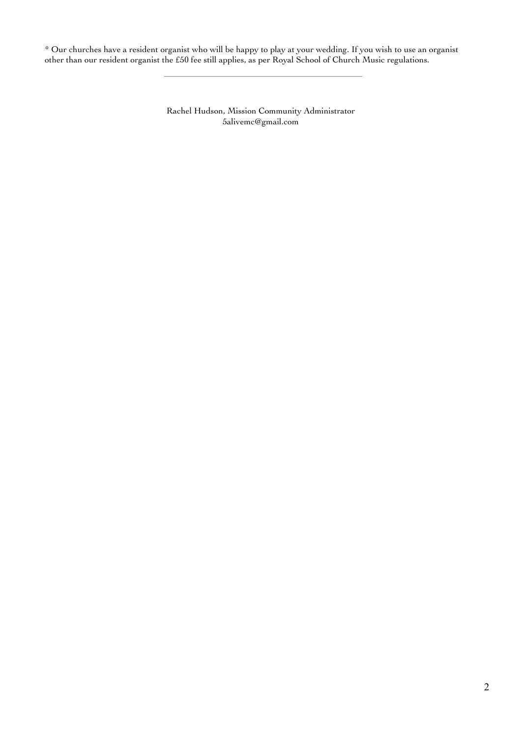* Our churches have a resident organist who will be happy to play at your wedding. If you wish to use an organist other than our resident organist the £50 fee still applies, as per Royal School of Church Music regulations.

---

Rachel Hudson, Mission Community Administrator
5alivemc@gmail.com